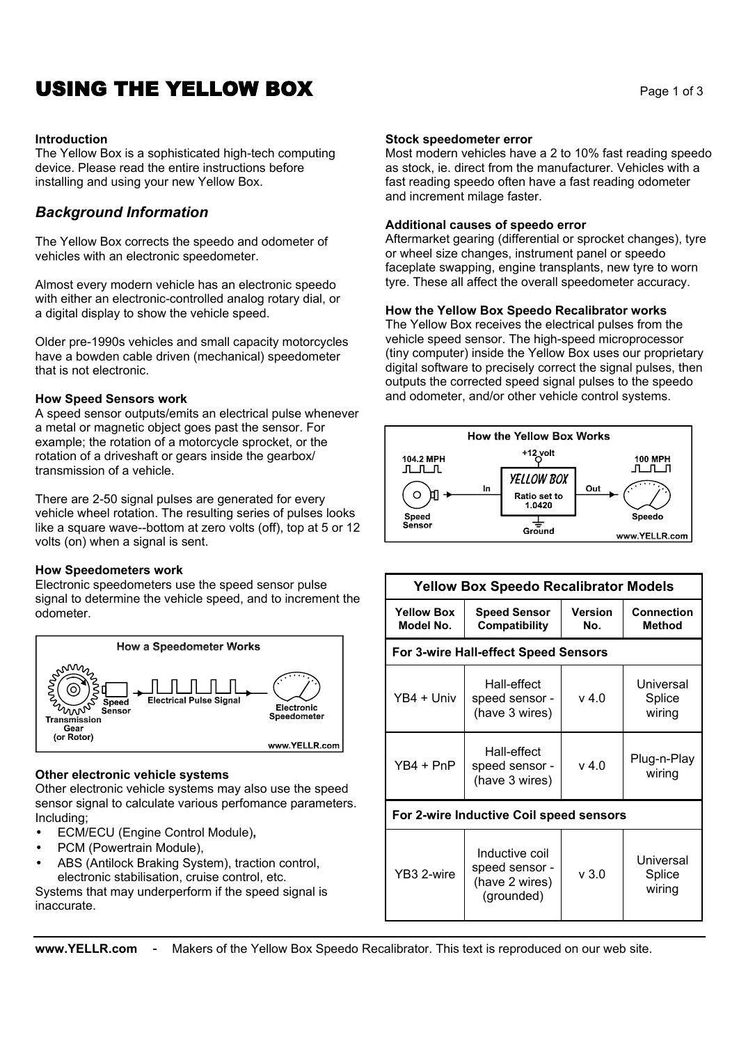# USING THE YELLOW BOX

**Introduction**
The Yellow Box is a sophisticated high-tech computing device. Please read the entire instructions before installing and using your new Yellow Box.

## *Background Information*

The Yellow Box corrects the speedo and odometer of vehicles with an electronic speedometer.

Almost every modern vehicle has an electronic speedo with either an electronic-controlled analog rotary dial, or a digital display to show the vehicle speed.

Older pre-1990s vehicles and small capacity motorcycles have a bowden cable driven (mechanical) speedometer that is not electronic.

**How Speed Sensors work**
A speed sensor outputs/emits an electrical pulse whenever a metal or magnetic object goes past the sensor. For example; the rotation of a motorcycle sprocket, or the rotation of a driveshaft or gears inside the gearbox/ transmission of a vehicle.

There are 2-50 signal pulses are generated for every vehicle wheel rotation. The resulting series of pulses looks like a square wave--bottom at zero volts (off), top at 5 or 12 volts (on) when a signal is sent.

**How Speedometers work**
Electronic speedometers use the speed sensor pulse signal to determine the vehicle speed, and to increment the odometer.

How a Speedometer Works

Transmission Gear (or Rotor) — Speed Sensor — Electrical Pulse Signal — Electronic Speedometer

www.YELLR.com

**Other electronic vehicle systems**
Other electronic vehicle systems may also use the speed sensor signal to calculate various perfomance parameters. Including;

- ECM/ECU (Engine Control Module),
- PCM (Powertrain Module),
- ABS (Antilock Braking System), traction control, electronic stabilisation, cruise control, etc.

Systems that may underperform if the speed signal is inaccurate.

**Stock speedometer error**
Most modern vehicles have a 2 to 10% fast reading speedo as stock, ie. direct from the manufacturer. Vehicles with a fast reading speedo often have a fast reading odometer and increment milage faster.

**Additional causes of speedo error**
Aftermarket gearing (differential or sprocket changes), tyre or wheel size changes, instrument panel or speedo faceplate swapping, engine transplants, new tyre to worn tyre. These all affect the overall speedometer accuracy.

**How the Yellow Box Speedo Recalibrator works**
The Yellow Box receives the electrical pulses from the vehicle speed sensor. The high-speed microprocessor (tiny computer) inside the Yellow Box uses our proprietary digital software to precisely correct the signal pulses, then outputs the corrected speed signal pulses to the speedo and odometer, and/or other vehicle control systems.

How the Yellow Box Works

104.2 MPH — Speed Sensor — In — YELLOW BOX (Ratio set to 1.0420; +12 volt; Ground) — Out — 100 MPH — Speedo

www.YELLR.com

| Yellow Box Speedo Recalibrator Models | | | |
|---|---|---|---|
| **Yellow Box Model No.** | **Speed Sensor Compatibility** | **Version No.** | **Connection Method** |
| **For 3-wire Hall-effect Speed Sensors** | | | |
| YB4 + Univ | Hall-effect speed sensor - (have 3 wires) | v 4.0 | Universal Splice wiring |
| YB4 + PnP | Hall-effect speed sensor - (have 3 wires) | v 4.0 | Plug-n-Play wiring |
| **For 2-wire Inductive Coil speed sensors** | | | |
| YB3 2-wire | Inductive coil speed sensor - (have 2 wires) (grounded) | v 3.0 | Universal Splice wiring |

**www.YELLR.com** - Makers of the Yellow Box Speedo Recalibrator. This text is reproduced on our web site.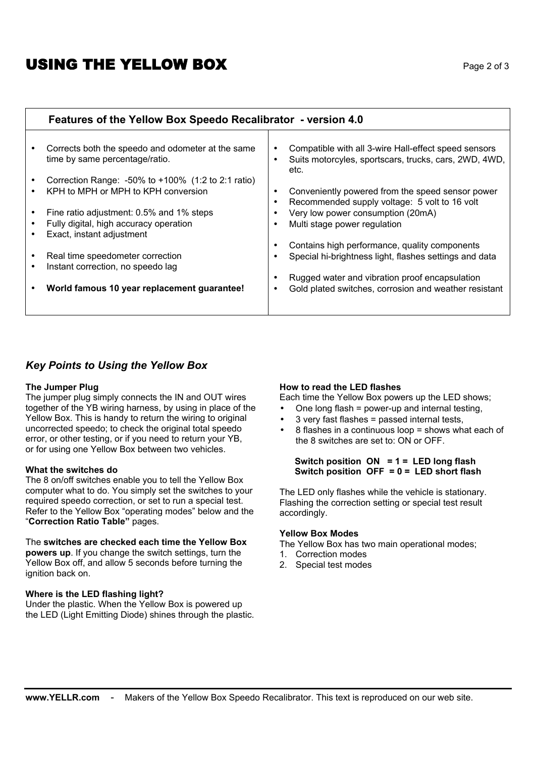# USING THE YELLOW BOX

| Features of the Yellow Box Speedo Recalibrator - version 4.0 | |
|---|---|
| • Corrects both the speedo and odometer at the same time by same percentage/ratio.<br><br>• Correction Range: -50% to +100% (1:2 to 2:1 ratio)<br>• KPH to MPH or MPH to KPH conversion<br><br>• Fine ratio adjustment: 0.5% and 1% steps<br>• Fully digital, high accuracy operation<br>• Exact, instant adjustment<br><br>• Real time speedometer correction<br>• Instant correction, no speedo lag<br><br>• **World famous 10 year replacement guarantee!** | • Compatible with all 3-wire Hall-effect speed sensors<br>• Suits motorcyles, sportscars, trucks, cars, 2WD, 4WD, etc.<br><br>• Conveniently powered from the speed sensor power<br>• Recommended supply voltage: 5 volt to 16 volt<br>• Very low power consumption (20mA)<br>• Multi stage power regulation<br><br>• Contains high performance, quality components<br>• Special hi-brightness light, flashes settings and data<br><br>• Rugged water and vibration proof encapsulation<br>• Gold plated switches, corrosion and weather resistant |

## *Key Points to Using the Yellow Box*

**The Jumper Plug**
The jumper plug simply connects the IN and OUT wires together of the YB wiring harness, by using in place of the Yellow Box. This is handy to return the wiring to original uncorrected speedo; to check the original total speedo error, or other testing, or if you need to return your YB, or for using one Yellow Box between two vehicles.

**What the switches do**
The 8 on/off switches enable you to tell the Yellow Box computer what to do. You simply set the switches to your required speedo correction, or set to run a special test. Refer to the Yellow Box "operating modes" below and the "**Correction Ratio Table"** pages.

The **switches are checked each time the Yellow Box powers up**. If you change the switch settings, turn the Yellow Box off, and allow 5 seconds before turning the ignition back on.

**Where is the LED flashing light?**
Under the plastic. When the Yellow Box is powered up the LED (Light Emitting Diode) shines through the plastic.

**How to read the LED flashes**
Each time the Yellow Box powers up the LED shows;

- One long flash = power-up and internal testing,
- 3 very fast flashes = passed internal tests,
- 8 flashes in a continuous loop = shows what each of the 8 switches are set to: ON or OFF.

**Switch position ON = 1 = LED long flash**
**Switch position OFF = 0 = LED short flash**

The LED only flashes while the vehicle is stationary. Flashing the correction setting or special test result accordingly.

**Yellow Box Modes**
The Yellow Box has two main operational modes;

1. Correction modes
2. Special test modes

**www.YELLR.com** - Makers of the Yellow Box Speedo Recalibrator. This text is reproduced on our web site.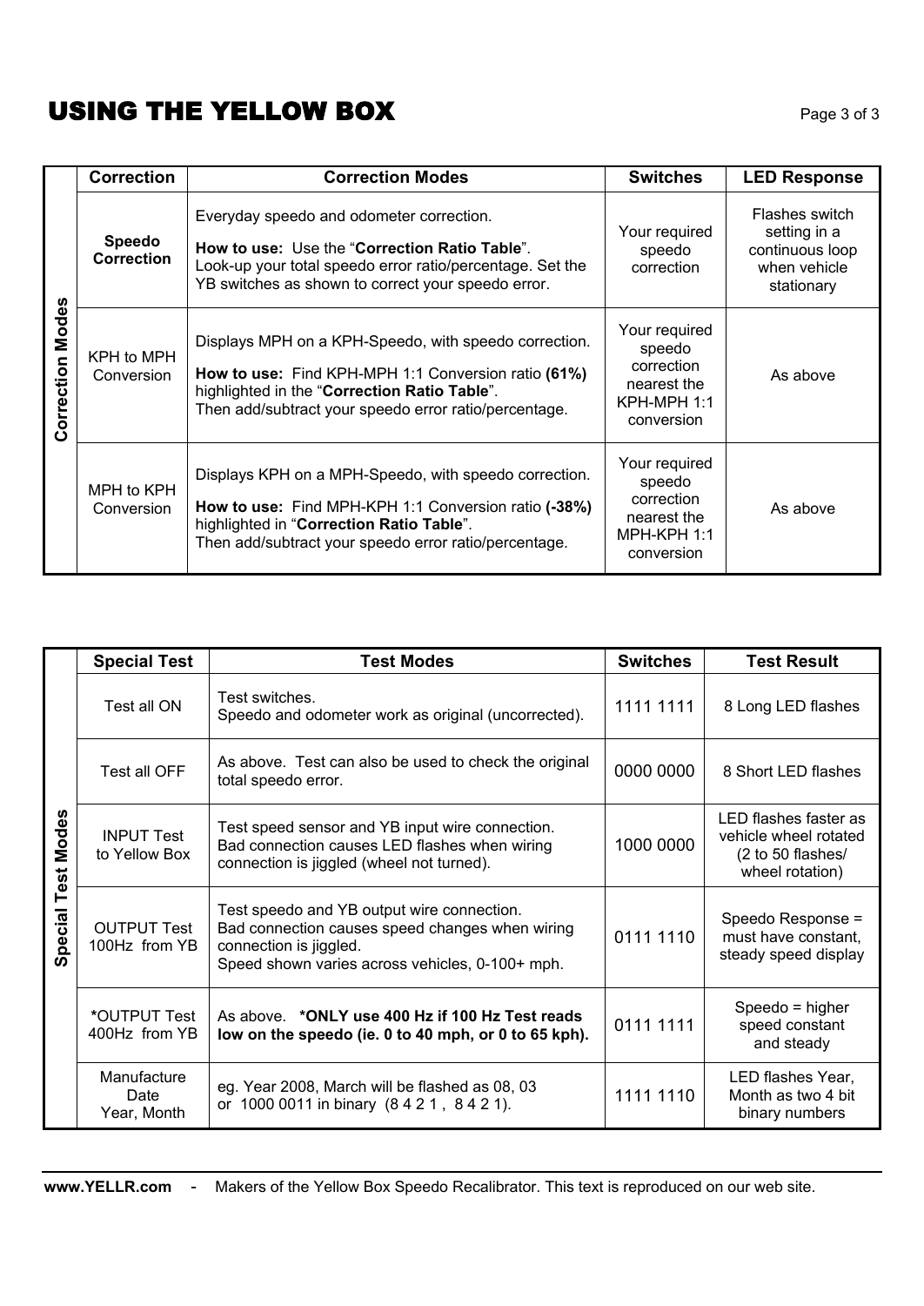# USING THE YELLOW BOX

| Correction Modes | Correction | Correction Modes | Switches | LED Response |
|---|---|---|---|---|
| | **Speedo Correction** | Everyday speedo and odometer correction. **How to use:** Use the "**Correction Ratio Table**". Look-up your total speedo error ratio/percentage. Set the YB switches as shown to correct your speedo error. | Your required speedo correction | Flashes switch setting in a continuous loop when vehicle stationary |
| | KPH to MPH Conversion | Displays MPH on a KPH-Speedo, with speedo correction. **How to use:** Find KPH-MPH 1:1 Conversion ratio **(61%)** highlighted in the "**Correction Ratio Table**". Then add/subtract your speedo error ratio/percentage. | Your required speedo correction nearest the KPH-MPH 1:1 conversion | As above |
| | MPH to KPH Conversion | Displays KPH on a MPH-Speedo, with speedo correction. **How to use:** Find MPH-KPH 1:1 Conversion ratio **(-38%)** highlighted in "**Correction Ratio Table**". Then add/subtract your speedo error ratio/percentage. | Your required speedo correction nearest the MPH-KPH 1:1 conversion | As above |

| Special Test Modes | Special Test | Test Modes | Switches | Test Result |
|---|---|---|---|---|
| | Test all ON | Test switches. Speedo and odometer work as original (uncorrected). | 1111 1111 | 8 Long LED flashes |
| | Test all OFF | As above. Test can also be used to check the original total speedo error. | 0000 0000 | 8 Short LED flashes |
| | INPUT Test to Yellow Box | Test speed sensor and YB input wire connection. Bad connection causes LED flashes when wiring connection is jiggled (wheel not turned). | 1000 0000 | LED flashes faster as vehicle wheel rotated (2 to 50 flashes/ wheel rotation) |
| | OUTPUT Test 100Hz from YB | Test speedo and YB output wire connection. Bad connection causes speed changes when wiring connection is jiggled. Speed shown varies across vehicles, 0-100+ mph. | 0111 1110 | Speedo Response = must have constant, steady speed display |
| | ***OUTPUT Test** 400Hz from YB | As above. ***ONLY use 400 Hz if 100 Hz Test reads low on the speedo (ie. 0 to 40 mph, or 0 to 65 kph).** | 0111 1111 | Speedo = higher speed constant and steady |
| | Manufacture Date Year, Month | eg. Year 2008, March will be flashed as 08, 03 or 1000 0011 in binary (8 4 2 1 , 8 4 2 1). | 1111 1110 | LED flashes Year, Month as two 4 bit binary numbers |

**www.YELLR.com** - Makers of the Yellow Box Speedo Recalibrator. This text is reproduced on our web site.